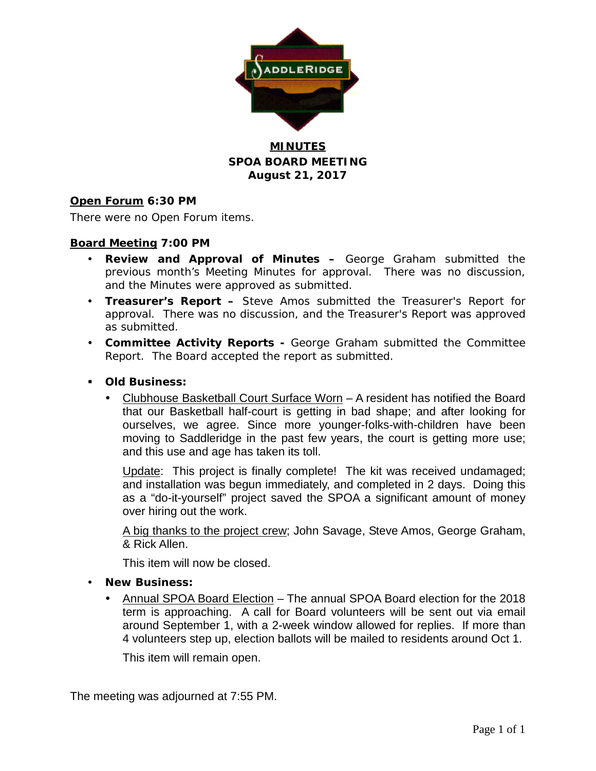# MINUTES

## SPOA BOARD MEETING

## August 21, 2017

**Open Forum** **6:30 PM**

There were no Open Forum items.

**Board Meeting** **7:00 PM**

- **Review and Approval of Minutes –** George Graham submitted the previous month's Meeting Minutes for approval. There was no discussion, and the Minutes were approved as submitted.
- **Treasurer's Report –** Steve Amos submitted the Treasurer's Report for approval. There was no discussion, and the Treasurer's Report was approved as submitted.
- **Committee Activity Reports -** George Graham submitted the Committee Report. The Board accepted the report as submitted.

- **Old Business:**
  - Clubhouse Basketball Court Surface Worn – A resident has notified the Board that our Basketball half-court is getting in bad shape; and after looking for ourselves, we agree. Since more younger-folks-with-children have been moving to Saddleridge in the past few years, the court is getting more use; and this use and age has taken its toll.

    Update: This project is finally complete! The kit was received undamaged; and installation was begun immediately, and completed in 2 days. Doing this as a "do-it-yourself" project saved the SPOA a significant amount of money over hiring out the work.

    A big thanks to the project crew; John Savage, Steve Amos, George Graham, & Rick Allen.

    This item will now be closed.

- **New Business:**
  - Annual SPOA Board Election – The annual SPOA Board election for the 2018 term is approaching. A call for Board volunteers will be sent out via email around September 1, with a 2-week window allowed for replies. If more than 4 volunteers step up, election ballots will be mailed to residents around Oct 1.

    This item will remain open.

The meeting was adjourned at 7:55 PM.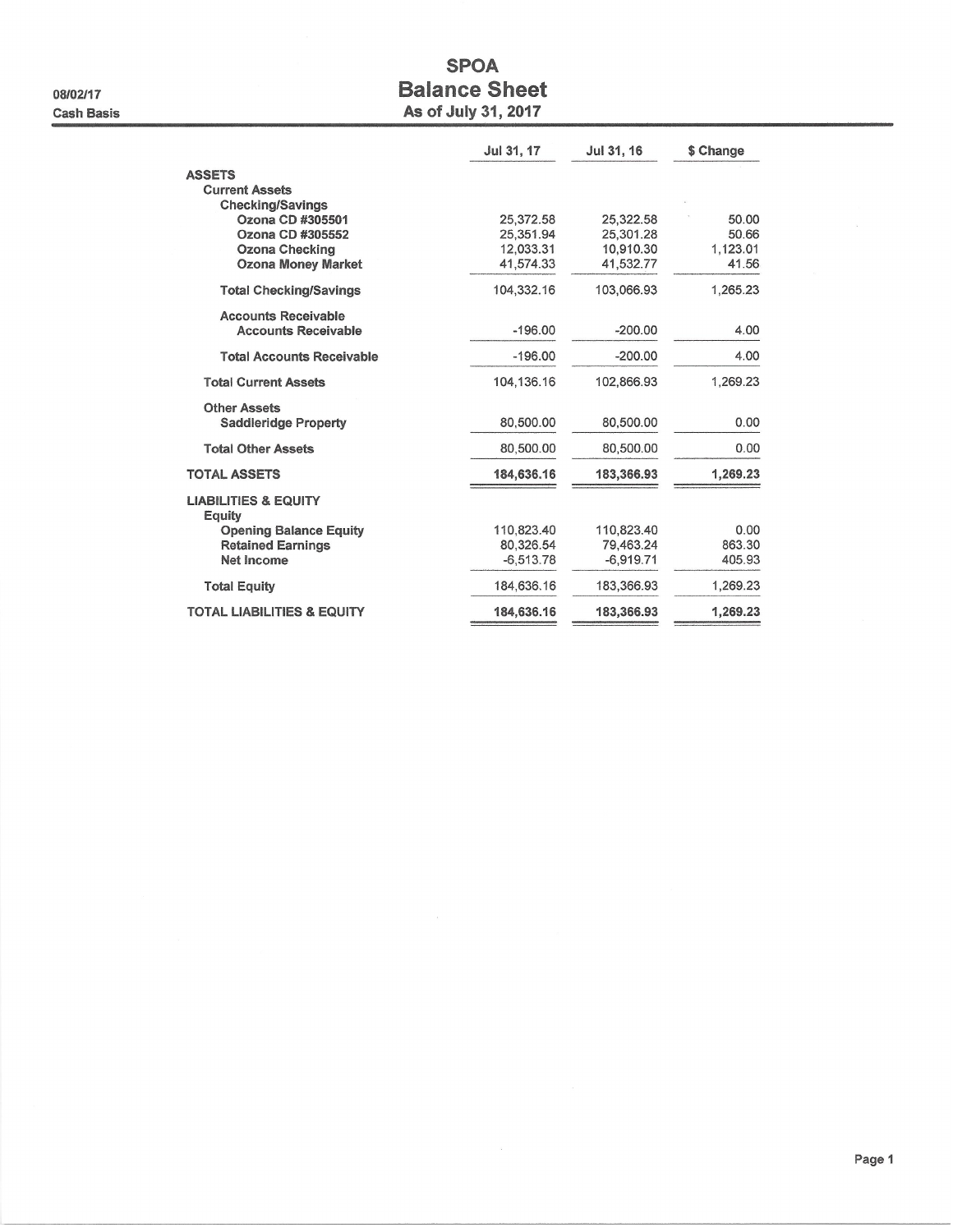08/02/17
Cash Basis

# SPOA
## Balance Sheet
### As of July 31, 2017

| | Jul 31, 17 | Jul 31, 16 | $ Change |
|---|---|---|---|
| **ASSETS** | | | |
| **Current Assets** | | | |
| **Checking/Savings** | | | |
| **Ozona CD #305501** | 25,372.58 | 25,322.58 | 50.00 |
| **Ozona CD #305552** | 25,351.94 | 25,301.28 | 50.66 |
| **Ozona Checking** | 12,033.31 | 10,910.30 | 1,123.01 |
| **Ozona Money Market** | 41,574.33 | 41,532.77 | 41.56 |
| **Total Checking/Savings** | 104,332.16 | 103,066.93 | 1,265.23 |
| **Accounts Receivable** | | | |
| **Accounts Receivable** | -196.00 | -200.00 | 4.00 |
| **Total Accounts Receivable** | -196.00 | -200.00 | 4.00 |
| **Total Current Assets** | 104,136.16 | 102,866.93 | 1,269.23 |
| **Other Assets** | | | |
| **Saddleridge Property** | 80,500.00 | 80,500.00 | 0.00 |
| **Total Other Assets** | 80,500.00 | 80,500.00 | 0.00 |
| **TOTAL ASSETS** | **184,636.16** | **183,366.93** | **1,269.23** |
| **LIABILITIES & EQUITY** | | | |
| **Equity** | | | |
| **Opening Balance Equity** | 110,823.40 | 110,823.40 | 0.00 |
| **Retained Earnings** | 80,326.54 | 79,463.24 | 863.30 |
| **Net Income** | -6,513.78 | -6,919.71 | 405.93 |
| **Total Equity** | 184,636.16 | 183,366.93 | 1,269.23 |
| **TOTAL LIABILITIES & EQUITY** | 184,636.16 | 183,366.93 | 1,269.23 |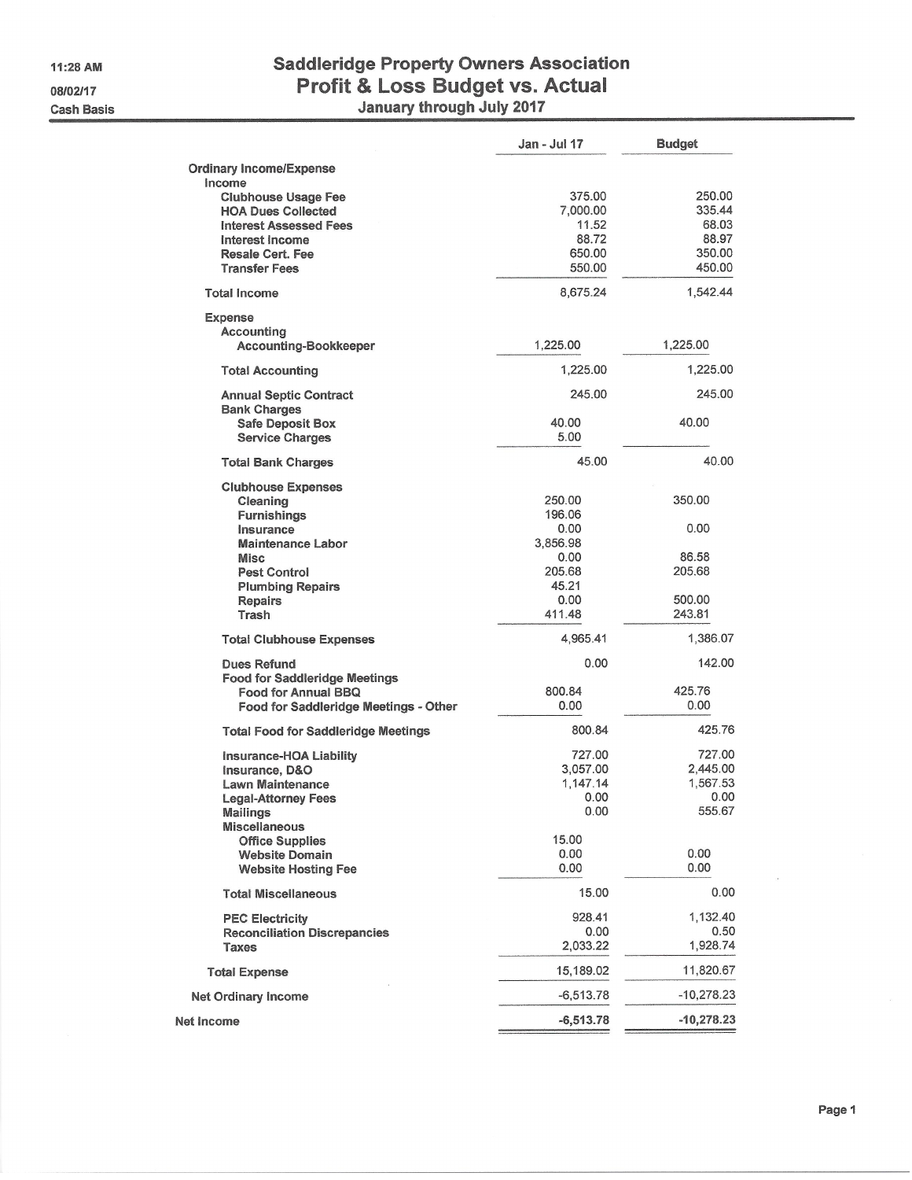11:28 AM
08/02/17
Cash Basis

# Saddleridge Property Owners Association
## Profit & Loss Budget vs. Actual
### January through July 2017

| | Jan - Jul 17 | Budget |
|---|---|---|
| **Ordinary Income/Expense** | | |
| **Income** | | |
| **Clubhouse Usage Fee** | 375.00 | 250.00 |
| **HOA Dues Collected** | 7,000.00 | 335.44 |
| **Interest Assessed Fees** | 11.52 | 68.03 |
| **Interest Income** | 88.72 | 88.97 |
| **Resale Cert. Fee** | 650.00 | 350.00 |
| **Transfer Fees** | 550.00 | 450.00 |
| **Total Income** | 8,675.24 | 1,542.44 |
| **Expense** | | |
| **Accounting** | | |
| **Accounting-Bookkeeper** | 1,225.00 | 1,225.00 |
| **Total Accounting** | 1,225.00 | 1,225.00 |
| **Annual Septic Contract** | 245.00 | 245.00 |
| **Bank Charges** | | |
| **Safe Deposit Box** | 40.00 | 40.00 |
| **Service Charges** | 5.00 | |
| **Total Bank Charges** | 45.00 | 40.00 |
| **Clubhouse Expenses** | | |
| **Cleaning** | 250.00 | 350.00 |
| **Furnishings** | 196.06 | |
| **Insurance** | 0.00 | 0.00 |
| **Maintenance Labor** | 3,856.98 | |
| **Misc** | 0.00 | 86.58 |
| **Pest Control** | 205.68 | 205.68 |
| **Plumbing Repairs** | 45.21 | |
| **Repairs** | 0.00 | 500.00 |
| **Trash** | 411.48 | 243.81 |
| **Total Clubhouse Expenses** | 4,965.41 | 1,386.07 |
| **Dues Refund** | 0.00 | 142.00 |
| **Food for Saddleridge Meetings** | | |
| **Food for Annual BBQ** | 800.84 | 425.76 |
| **Food for Saddleridge Meetings - Other** | 0.00 | 0.00 |
| **Total Food for Saddleridge Meetings** | 800.84 | 425.76 |
| **Insurance-HOA Liability** | 727.00 | 727.00 |
| **Insurance, D&O** | 3,057.00 | 2,445.00 |
| **Lawn Maintenance** | 1,147.14 | 1,567.53 |
| **Legal-Attorney Fees** | 0.00 | 0.00 |
| **Mailings** | 0.00 | 555.67 |
| **Miscellaneous** | | |
| **Office Supplies** | 15.00 | |
| **Website Domain** | 0.00 | 0.00 |
| **Website Hosting Fee** | 0.00 | 0.00 |
| **Total Miscellaneous** | 15.00 | 0.00 |
| **PEC Electricity** | 928.41 | 1,132.40 |
| **Reconciliation Discrepancies** | 0.00 | 0.50 |
| **Taxes** | 2,033.22 | 1,928.74 |
| **Total Expense** | 15,189.02 | 11,820.67 |
| **Net Ordinary Income** | -6,513.78 | -10,278.23 |
| **Net Income** | **-6,513.78** | **-10,278.23** |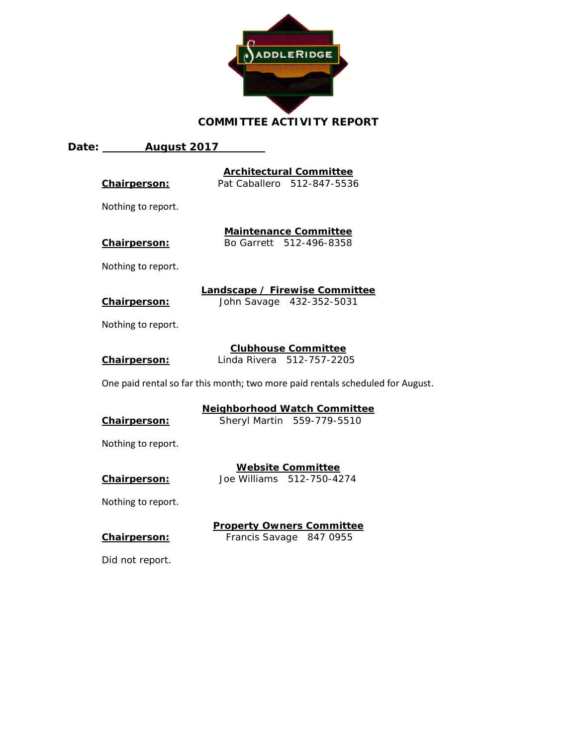SADDLERIDGE

# COMMITTEE ACTIVITY REPORT

**Date: August 2017**

## Architectural Committee

**Chairperson:** Pat Caballero 512-847-5536

Nothing to report.

## Maintenance Committee

**Chairperson:** Bo Garrett 512-496-8358

Nothing to report.

## Landscape / Firewise Committee

**Chairperson:** John Savage 432-352-5031

Nothing to report.

## Clubhouse Committee

**Chairperson:** Linda Rivera 512-757-2205

One paid rental so far this month; two more paid rentals scheduled for August.

## Neighborhood Watch Committee

**Chairperson:** Sheryl Martin 559-779-5510

Nothing to report.

## Website Committee

**Chairperson:** Joe Williams 512-750-4274

Nothing to report.

## Property Owners Committee

**Chairperson:** Francis Savage 847 0955

Did not report.